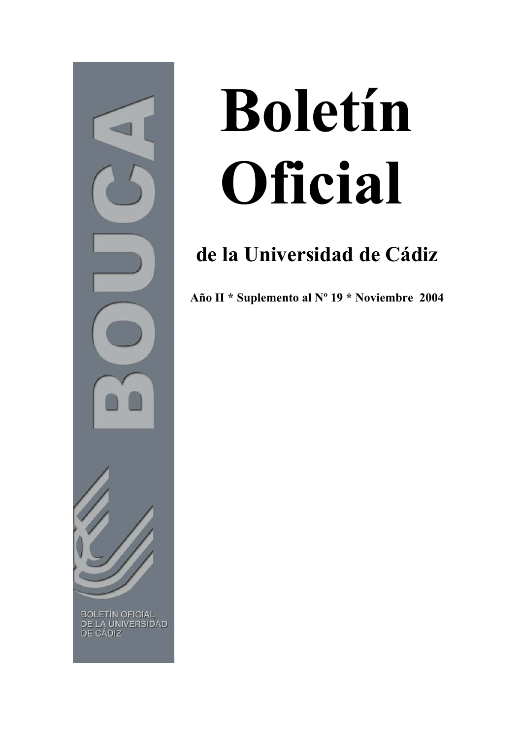# Boletín Oficial

## de la Universidad de Cádiz

**Año II * Suplemento al Nº 19 * Noviembre 2004**

BOUCA

BOLETÍN OFICIAL DE LA UNIVERSIDAD DE CÁDIZ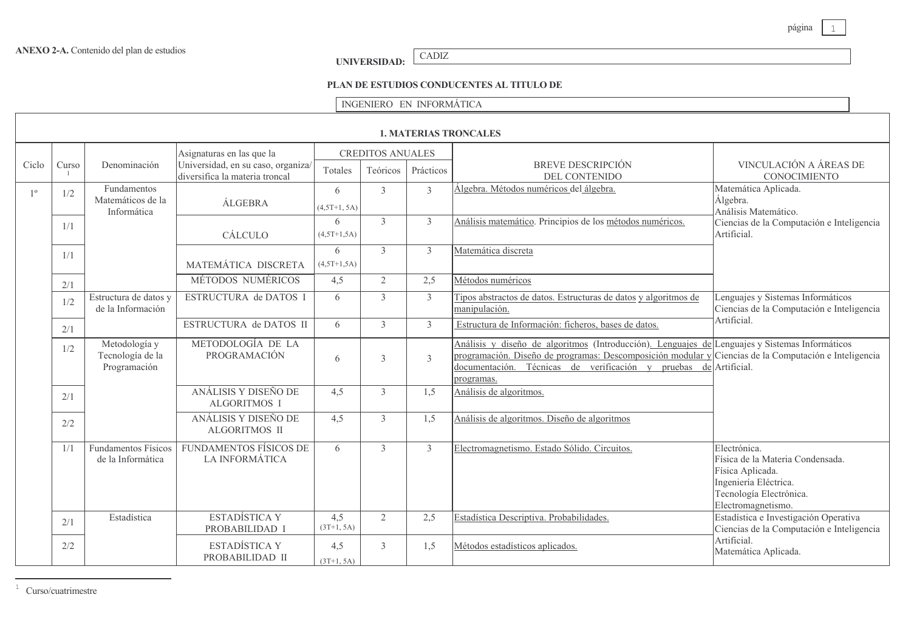**ANEXO 2-A.** Contenido del plan de estudios

**UNIVERSIDAD:** CADIZ

**PLAN DE ESTUDIOS CONDUCENTES AL TITULO DE**

INGENIERO EN INFORMÁTICA

## 1. MATERIAS TRONCALES

| Ciclo | Curso [1] | Denominación | Asignaturas en las que la Universidad, en su caso, organiza/ diversifica la materia troncal | CREDITOS ANUALES | | | BREVE DESCRIPCIÓN DEL CONTENIDO | VINCULACIÓN A ÁREAS DE CONOCIMIENTO |
|---|---|---|---|---|---|---|---|---|
| | | | | Totales | Teóricos | Prácticos | | |
| 1º | 1/2 | Fundamentos Matemáticos de la Informática | ÁLGEBRA | 6 (4,5T+1, 5A) | 3 | 3 | Álgebra. Métodos numéricos del álgebra. | Matemática Aplicada. Álgebra. Análisis Matemático. Ciencias de la Computación e Inteligencia Artificial. |
| | 1/1 | | CÁLCULO | 6 (4,5T+1,5A) | 3 | 3 | Análisis matemático. Principios de los métodos numéricos. | |
| | 1/1 | | MATEMÁTICA DISCRETA | 6 (4,5T+1,5A) | 3 | 3 | Matemática discreta | |
| | 2/1 | | MÉTODOS NUMÉRICOS | 4,5 | 2 | 2,5 | Métodos numéricos | |
| | 1/2 | Estructura de datos y de la Información | ESTRUCTURA de DATOS I | 6 | 3 | 3 | Tipos abstractos de datos. Estructuras de datos y algoritmos de manipulación. | Lenguajes y Sistemas Informáticos Ciencias de la Computación e Inteligencia Artificial. |
| | 2/1 | | ESTRUCTURA de DATOS II | 6 | 3 | 3 | Estructura de Información: ficheros, bases de datos. | |
| | 1/2 | Metodología y Tecnología de la Programación | METODOLOGÍA DE LA PROGRAMACIÓN | 6 | 3 | 3 | Análisis y diseño de algoritmos (Introducción). Lenguajes de programación. Diseño de programas: Descomposición modular y documentación. Técnicas de verificación y pruebas de programas. | Lenguajes y Sistemas Informáticos Ciencias de la Computación e Inteligencia Artificial. |
| | 2/1 | | ANÁLISIS Y DISEÑO DE ALGORITMOS I | 4,5 | 3 | 1,5 | Análisis de algoritmos. | |
| | 2/2 | | ANÁLISIS Y DISEÑO DE ALGORITMOS II | 4,5 | 3 | 1,5 | Análisis de algoritmos. Diseño de algoritmos | |
| | 1/1 | Fundamentos Físicos de la Informática | FUNDAMENTOS FÍSICOS DE LA INFORMÁTICA | 6 | 3 | 3 | Electromagnetismo. Estado Sólido. Circuitos. | Electrónica. Física de la Materia Condensada. Física Aplicada. Ingeniería Eléctrica. Tecnología Electrónica. Electromagnetismo. |
| | 2/1 | Estadística | ESTADÍSTICA Y PROBABILIDAD I | 4,5 (3T+1, 5A) | 2 | 2,5 | Estadística Descriptiva. Probabilidades. | Estadística e Investigación Operativa Ciencias de la Computación e Inteligencia Artificial. Matemática Aplicada. |
| | 2/2 | | ESTADÍSTICA Y PROBABILIDAD II | 4,5 (3T+1, 5A) | 3 | 1,5 | Métodos estadísticos aplicados. | |

[1] Curso/cuatrimestre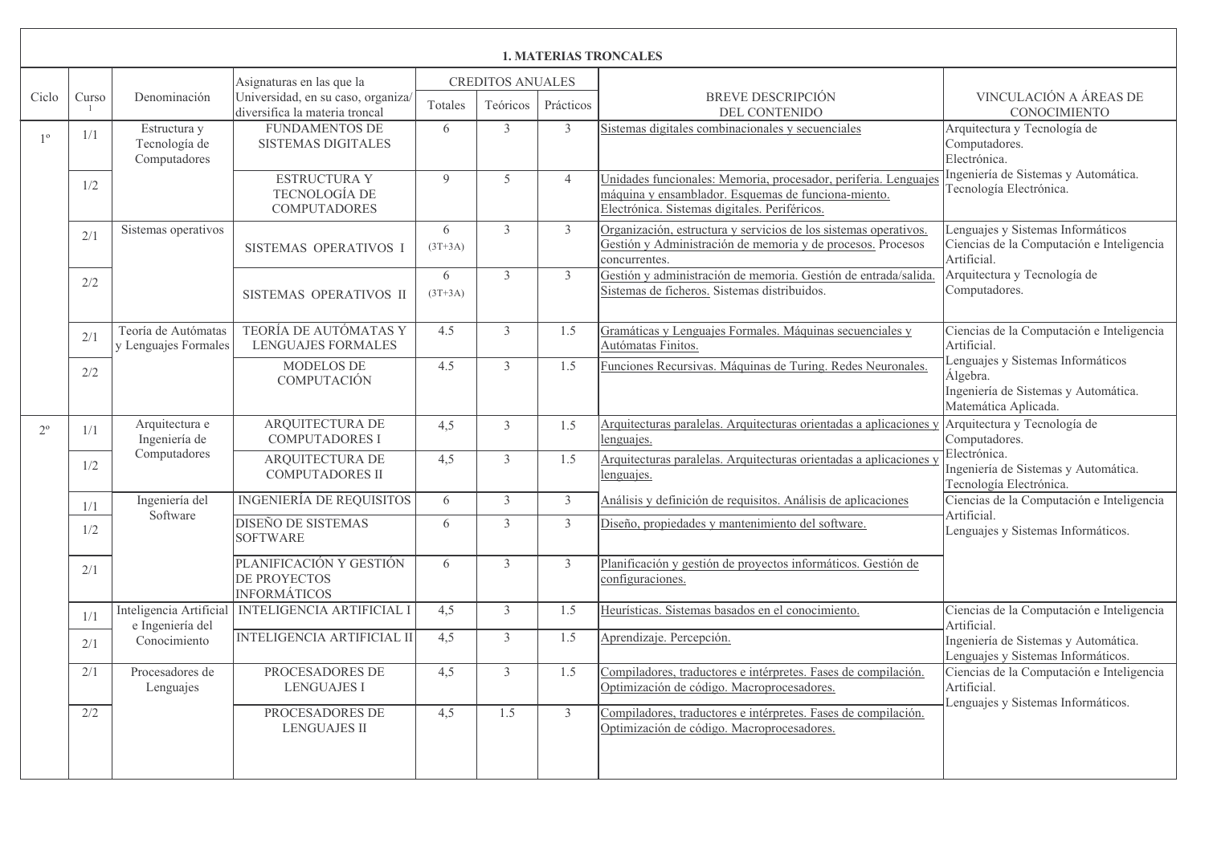## 1. MATERIAS TRONCALES

| Ciclo | Curso [1] | Denominación | Asignaturas en las que la Universidad, en su caso, organiza/ diversifica la materia troncal | CREDITOS ANUALES | | | BREVE DESCRIPCIÓN DEL CONTENIDO | VINCULACIÓN A ÁREAS DE CONOCIMIENTO |
|---|---|---|---|---|---|---|---|---|
| | | | | Totales | Teóricos | Prácticos | | |
| 1º | 1/1 | Estructura y Tecnología de Computadores | FUNDAMENTOS DE SISTEMAS DIGITALES | 6 | 3 | 3 | Sistemas digitales combinacionales y secuenciales | Arquitectura y Tecnología de Computadores. Electrónica. Ingeniería de Sistemas y Automática. Tecnología Electrónica. |
| | 1/2 | | ESTRUCTURA Y TECNOLOGÍA DE COMPUTADORES | 9 | 5 | 4 | Unidades funcionales: Memoria, procesador, periferia. Lenguajes máquina y ensamblador. Esquemas de funciona-miento. Electrónica. Sistemas digitales. Periféricos. | |
| | 2/1 | Sistemas operativos | SISTEMAS OPERATIVOS I | 6 (3T+3A) | 3 | 3 | Organización, estructura y servicios de los sistemas operativos. Gestión y Administración de memoria y de procesos. Procesos concurrentes. | Lenguajes y Sistemas Informáticos Ciencias de la Computación e Inteligencia Artificial. Arquitectura y Tecnología de Computadores. |
| | 2/2 | | SISTEMAS OPERATIVOS II | 6 (3T+3A) | 3 | 3 | Gestión y administración de memoria. Gestión de entrada/salida. Sistemas de ficheros. Sistemas distribuidos. | |
| | 2/1 | Teoría de Autómatas y Lenguajes Formales | TEORÍA DE AUTÓMATAS Y LENGUAJES FORMALES | 4.5 | 3 | 1.5 | Gramáticas y Lenguajes Formales. Máquinas secuenciales y Autómatas Finitos. | Ciencias de la Computación e Inteligencia Artificial. Lenguajes y Sistemas Informáticos Álgebra. Ingeniería de Sistemas y Automática. Matemática Aplicada. |
| | 2/2 | | MODELOS DE COMPUTACIÓN | 4.5 | 3 | 1.5 | Funciones Recursivas. Máquinas de Turing. Redes Neuronales. | |
| 2º | 1/1 | Arquitectura e Ingeniería de Computadores | ARQUITECTURA DE COMPUTADORES I | 4,5 | 3 | 1.5 | Arquitecturas paralelas. Arquitecturas orientadas a aplicaciones y lenguajes. | Arquitectura y Tecnología de Computadores. Electrónica. Ingeniería de Sistemas y Automática. Tecnología Electrónica. |
| | 1/2 | | ARQUITECTURA DE COMPUTADORES II | 4,5 | 3 | 1.5 | Arquitecturas paralelas. Arquitecturas orientadas a aplicaciones y lenguajes. | |
| | 1/1 | Ingeniería del Software | INGENIERÍA DE REQUISITOS | 6 | 3 | 3 | Análisis y definición de requisitos. Análisis de aplicaciones | Ciencias de la Computación e Inteligencia Artificial. Lenguajes y Sistemas Informáticos. |
| | 1/2 | | DISEÑO DE SISTEMAS SOFTWARE | 6 | 3 | 3 | Diseño, propiedades y mantenimiento del software. | |
| | 2/1 | | PLANIFICACIÓN Y GESTIÓN DE PROYECTOS INFORMÁTICOS | 6 | 3 | 3 | Planificación y gestión de proyectos informáticos. Gestión de configuraciones. | |
| | 1/1 | Inteligencia Artificial e Ingeniería del Conocimiento | INTELIGENCIA ARTIFICIAL I | 4,5 | 3 | 1.5 | Heurísticas. Sistemas basados en el conocimiento. | Ciencias de la Computación e Inteligencia Artificial. Ingeniería de Sistemas y Automática. Lenguajes y Sistemas Informáticos. |
| | 2/1 | | INTELIGENCIA ARTIFICIAL II | 4,5 | 3 | 1.5 | Aprendizaje. Percepción. | |
| | 2/1 | Procesadores de Lenguajes | PROCESADORES DE LENGUAJES I | 4,5 | 3 | 1.5 | Compiladores, traductores e intérpretes. Fases de compilación. Optimización de código. Macroprocesadores. | Ciencias de la Computación e Inteligencia Artificial. Lenguajes y Sistemas Informáticos. |
| | 2/2 | | PROCESADORES DE LENGUAJES II | 4,5 | 1.5 | 3 | Compiladores, traductores e intérpretes. Fases de compilación. Optimización de código. Macroprocesadores. | |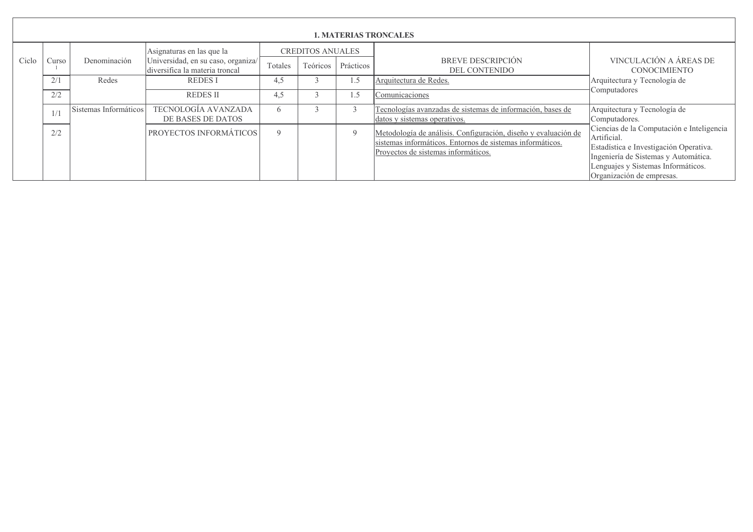## 1. MATERIAS TRONCALES

| Ciclo | Curso [1] | Denominación | Asignaturas en las que la Universidad, en su caso, organiza/ diversifica la materia troncal | CREDITOS ANUALES | | | BREVE DESCRIPCIÓN DEL CONTENIDO | VINCULACIÓN A ÁREAS DE CONOCIMIENTO |
|---|---|---|---|---|---|---|---|---|
| | | | | Totales | Teóricos | Prácticos | | |
| | 2/1 | Redes | REDES I | 4,5 | 3 | 1.5 | Arquitectura de Redes. | Arquitectura y Tecnología de Computadores |
| | 2/2 | | REDES II | 4,5 | 3 | 1.5 | Comunicaciones | |
| | 1/1 | Sistemas Informáticos | TECNOLOGÍA AVANZADA DE BASES DE DATOS | 6 | 3 | 3 | Tecnologías avanzadas de sistemas de información, bases de datos y sistemas operativos. | Arquitectura y Tecnología de Computadores. Ciencias de la Computación e Inteligencia Artificial. Estadística e Investigación Operativa. Ingeniería de Sistemas y Automática. Lenguajes y Sistemas Informáticos. Organización de empresas. |
| | 2/2 | | PROYECTOS INFORMÁTICOS | 9 | | 9 | Metodología de análisis. Configuración, diseño y evaluación de sistemas informáticos. Entornos de sistemas informáticos. Proyectos de sistemas informáticos. | |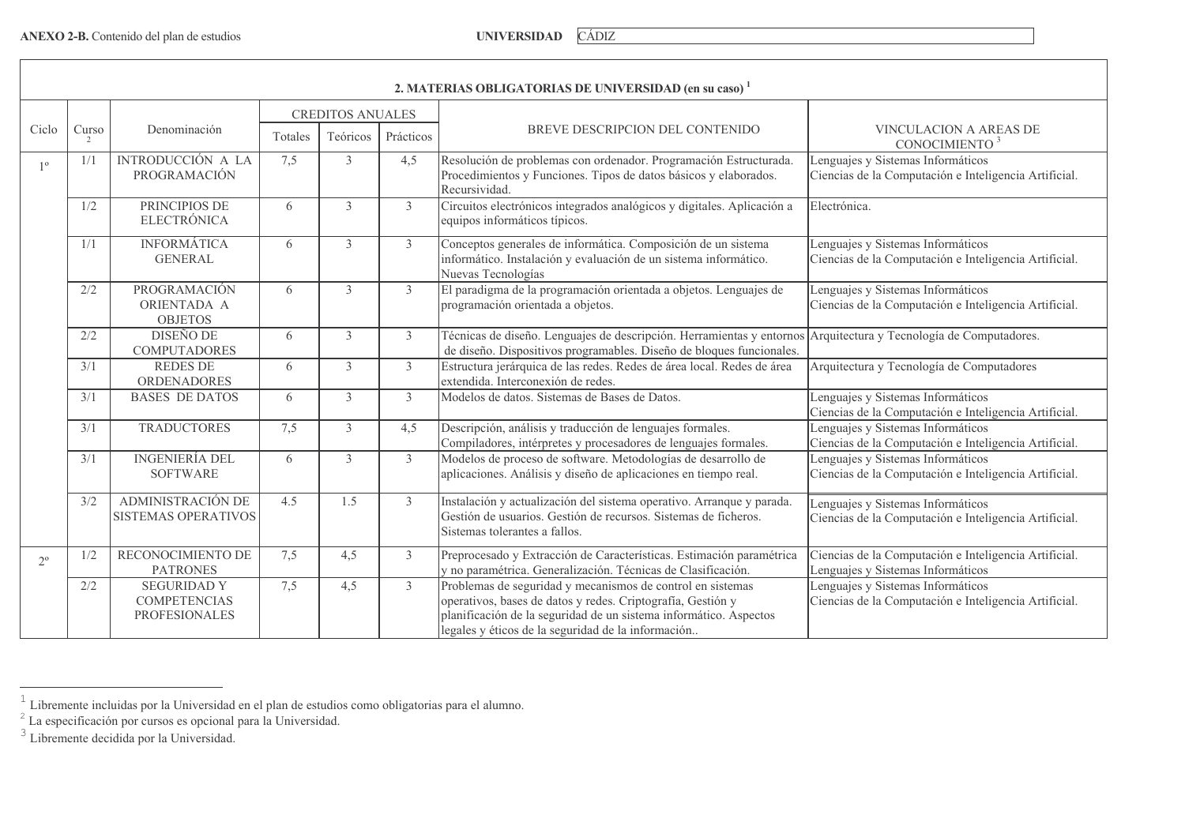**ANEXO 2-B.** Contenido del plan de estudios **UNIVERSIDAD** CÁDIZ

## 2. MATERIAS OBLIGATORIAS DE UNIVERSIDAD (en su caso) [1]

| Ciclo | Curso [2] | Denominación | CREDITOS ANUALES | | | BREVE DESCRIPCION DEL CONTENIDO | VINCULACION A AREAS DE CONOCIMIENTO [3] |
|---|---|---|---|---|---|---|---|
| | | | Totales | Teóricos | Prácticos | | |
| 1º | 1/1 | INTRODUCCIÓN A LA PROGRAMACIÓN | 7,5 | 3 | 4,5 | Resolución de problemas con ordenador. Programación Estructurada. Procedimientos y Funciones. Tipos de datos básicos y elaborados. Recursividad. | Lenguajes y Sistemas Informáticos<br>Ciencias de la Computación e Inteligencia Artificial. |
| | 1/2 | PRINCIPIOS DE ELECTRÓNICA | 6 | 3 | 3 | Circuitos electrónicos integrados analógicos y digitales. Aplicación a equipos informáticos típicos. | Electrónica. |
| | 1/1 | INFORMÁTICA GENERAL | 6 | 3 | 3 | Conceptos generales de informática. Composición de un sistema informático. Instalación y evaluación de un sistema informático. Nuevas Tecnologías | Lenguajes y Sistemas Informáticos<br>Ciencias de la Computación e Inteligencia Artificial. |
| | 2/2 | PROGRAMACIÓN ORIENTADA A OBJETOS | 6 | 3 | 3 | El paradigma de la programación orientada a objetos. Lenguajes de programación orientada a objetos. | Lenguajes y Sistemas Informáticos<br>Ciencias de la Computación e Inteligencia Artificial. |
| | 2/2 | DISEÑO DE COMPUTADORES | 6 | 3 | 3 | Técnicas de diseño. Lenguajes de descripción. Herramientas y entornos de diseño. Dispositivos programables. Diseño de bloques funcionales. | Arquitectura y Tecnología de Computadores. |
| | 3/1 | REDES DE ORDENADORES | 6 | 3 | 3 | Estructura jerárquica de las redes. Redes de área local. Redes de área extendida. Interconexión de redes. | Arquitectura y Tecnología de Computadores |
| | 3/1 | BASES DE DATOS | 6 | 3 | 3 | Modelos de datos. Sistemas de Bases de Datos. | Lenguajes y Sistemas Informáticos<br>Ciencias de la Computación e Inteligencia Artificial. |
| | 3/1 | TRADUCTORES | 7,5 | 3 | 4,5 | Descripción, análisis y traducción de lenguajes formales. Compiladores, intérpretes y procesadores de lenguajes formales. | Lenguajes y Sistemas Informáticos<br>Ciencias de la Computación e Inteligencia Artificial. |
| | 3/1 | INGENIERÍA DEL SOFTWARE | 6 | 3 | 3 | Modelos de proceso de software. Metodologías de desarrollo de aplicaciones. Análisis y diseño de aplicaciones en tiempo real. | Lenguajes y Sistemas Informáticos<br>Ciencias de la Computación e Inteligencia Artificial. |
| | 3/2 | ADMINISTRACIÓN DE SISTEMAS OPERATIVOS | 4.5 | 1.5 | 3 | Instalación y actualización del sistema operativo. Arranque y parada. Gestión de usuarios. Gestión de recursos. Sistemas de ficheros. Sistemas tolerantes a fallos. | Lenguajes y Sistemas Informáticos<br>Ciencias de la Computación e Inteligencia Artificial. |
| 2º | 1/2 | RECONOCIMIENTO DE PATRONES | 7,5 | 4,5 | 3 | Preprocesado y Extracción de Características. Estimación paramétrica y no paramétrica. Generalización. Técnicas de Clasificación. | Ciencias de la Computación e Inteligencia Artificial.<br>Lenguajes y Sistemas Informáticos |
| | 2/2 | SEGURIDAD Y COMPETENCIAS PROFESIONALES | 7,5 | 4,5 | 3 | Problemas de seguridad y mecanismos de control en sistemas operativos, bases de datos y redes. Criptografía, Gestión y planificación de la seguridad de un sistema informático. Aspectos legales y éticos de la seguridad de la información.. | Lenguajes y Sistemas Informáticos<br>Ciencias de la Computación e Inteligencia Artificial. |

[1] Libremente incluidas por la Universidad en el plan de estudios como obligatorias para el alumno.
[2] La especificación por cursos es opcional para la Universidad.
[3] Libremente decidida por la Universidad.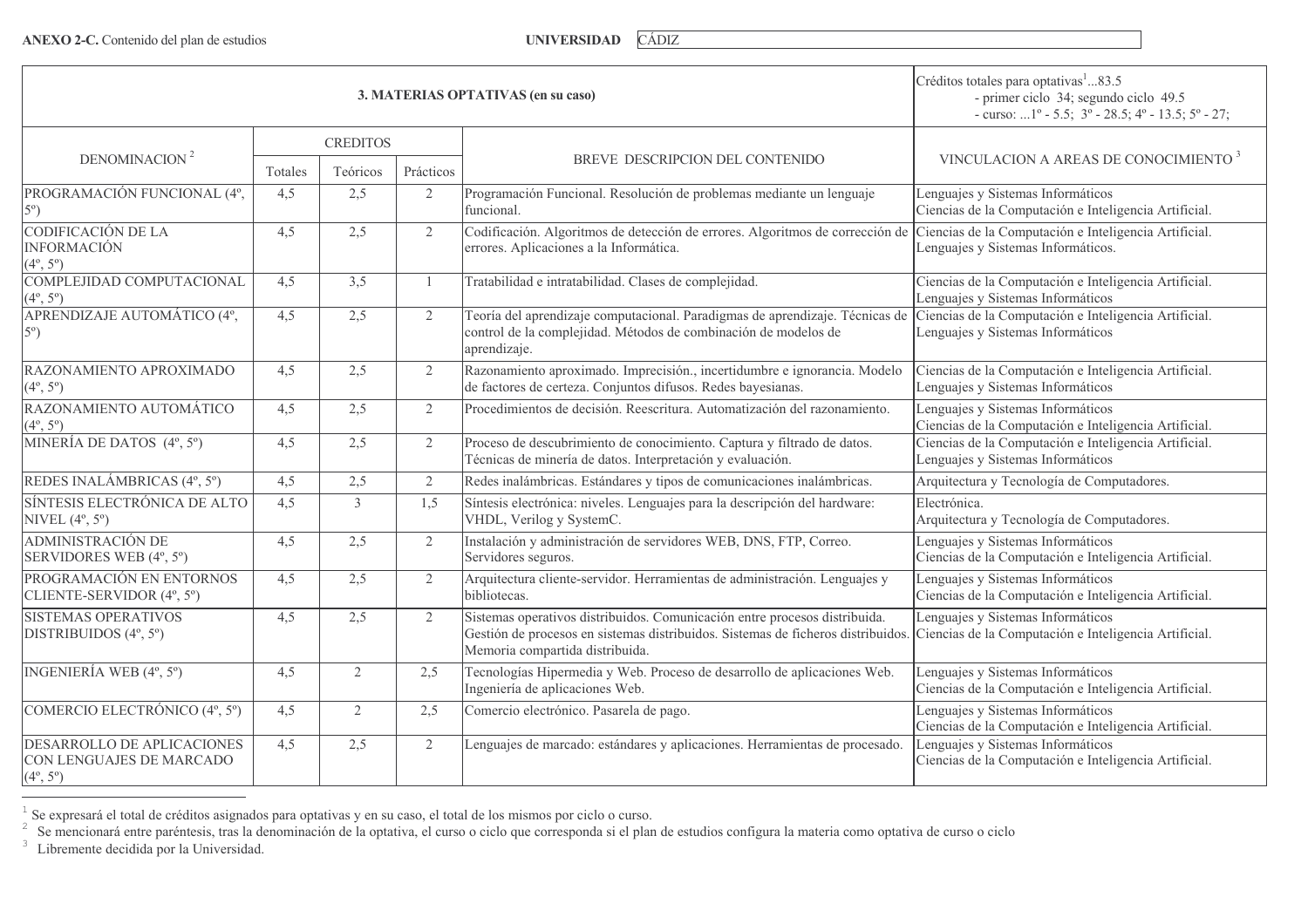**ANEXO 2-C.** Contenido del plan de estudios **UNIVERSIDAD** CÁDIZ

| **3. MATERIAS OPTATIVAS (en su caso)** | | | | | Créditos totales para optativas[1]...83.5<br>- primer ciclo 34; segundo ciclo 49.5<br>- curso: ...1º - 5.5; 3º - 28.5; 4º - 13.5; 5º - 27; |
|---|---|---|---|---|---|
| DENOMINACION [2] | CREDITOS | | | BREVE DESCRIPCION DEL CONTENIDO | VINCULACION A AREAS DE CONOCIMIENTO [3] |
| | Totales | Teóricos | Prácticos | | |
| PROGRAMACIÓN FUNCIONAL (4º, 5º) | 4,5 | 2,5 | 2 | Programación Funcional. Resolución de problemas mediante un lenguaje funcional. | Lenguajes y Sistemas Informáticos<br>Ciencias de la Computación e Inteligencia Artificial. |
| CODIFICACIÓN DE LA INFORMACIÓN (4º, 5º) | 4,5 | 2,5 | 2 | Codificación. Algoritmos de detección de errores. Algoritmos de corrección de errores. Aplicaciones a la Informática. | Ciencias de la Computación e Inteligencia Artificial.<br>Lenguajes y Sistemas Informáticos. |
| COMPLEJIDAD COMPUTACIONAL (4º, 5º) | 4,5 | 3,5 | 1 | Tratabilidad e intratabilidad. Clases de complejidad. | Ciencias de la Computación e Inteligencia Artificial.<br>Lenguajes y Sistemas Informáticos |
| APRENDIZAJE AUTOMÁTICO (4º, 5º) | 4,5 | 2,5 | 2 | Teoría del aprendizaje computacional. Paradigmas de aprendizaje. Técnicas de control de la complejidad. Métodos de combinación de modelos de aprendizaje. | Ciencias de la Computación e Inteligencia Artificial.<br>Lenguajes y Sistemas Informáticos |
| RAZONAMIENTO APROXIMADO (4º, 5º) | 4,5 | 2,5 | 2 | Razonamiento aproximado. Imprecisión., incertidumbre e ignorancia. Modelo de factores de certeza. Conjuntos difusos. Redes bayesianas. | Ciencias de la Computación e Inteligencia Artificial.<br>Lenguajes y Sistemas Informáticos |
| RAZONAMIENTO AUTOMÁTICO (4º, 5º) | 4,5 | 2,5 | 2 | Procedimientos de decisión. Reescritura. Automatización del razonamiento. | Lenguajes y Sistemas Informáticos<br>Ciencias de la Computación e Inteligencia Artificial. |
| MINERÍA DE DATOS (4º, 5º) | 4,5 | 2,5 | 2 | Proceso de descubrimiento de conocimiento. Captura y filtrado de datos. Técnicas de minería de datos. Interpretación y evaluación. | Ciencias de la Computación e Inteligencia Artificial.<br>Lenguajes y Sistemas Informáticos |
| REDES INALÁMBRICAS (4º, 5º) | 4,5 | 2,5 | 2 | Redes inalámbricas. Estándares y tipos de comunicaciones inalámbricas. | Arquitectura y Tecnología de Computadores. |
| SÍNTESIS ELECTRÓNICA DE ALTO NIVEL (4º, 5º) | 4,5 | 3 | 1,5 | Síntesis electrónica: niveles. Lenguajes para la descripción del hardware: VHDL, Verilog y SystemC. | Electrónica.<br>Arquitectura y Tecnología de Computadores. |
| ADMINISTRACIÓN DE SERVIDORES WEB (4º, 5º) | 4,5 | 2,5 | 2 | Instalación y administración de servidores WEB, DNS, FTP, Correo. Servidores seguros. | Lenguajes y Sistemas Informáticos<br>Ciencias de la Computación e Inteligencia Artificial. |
| PROGRAMACIÓN EN ENTORNOS CLIENTE-SERVIDOR (4º, 5º) | 4,5 | 2,5 | 2 | Arquitectura cliente-servidor. Herramientas de administración. Lenguajes y bibliotecas. | Lenguajes y Sistemas Informáticos<br>Ciencias de la Computación e Inteligencia Artificial. |
| SISTEMAS OPERATIVOS DISTRIBUIDOS (4º, 5º) | 4,5 | 2,5 | 2 | Sistemas operativos distribuidos. Comunicación entre procesos distribuida. Gestión de procesos en sistemas distribuidos. Sistemas de ficheros distribuidos. Memoria compartida distribuida. | Lenguajes y Sistemas Informáticos<br>Ciencias de la Computación e Inteligencia Artificial. |
| INGENIERÍA WEB (4º, 5º) | 4,5 | 2 | 2,5 | Tecnologías Hipermedia y Web. Proceso de desarrollo de aplicaciones Web. Ingeniería de aplicaciones Web. | Lenguajes y Sistemas Informáticos<br>Ciencias de la Computación e Inteligencia Artificial. |
| COMERCIO ELECTRÓNICO (4º, 5º) | 4,5 | 2 | 2,5 | Comercio electrónico. Pasarela de pago. | Lenguajes y Sistemas Informáticos<br>Ciencias de la Computación e Inteligencia Artificial. |
| DESARROLLO DE APLICACIONES CON LENGUAJES DE MARCADO (4º, 5º) | 4,5 | 2,5 | 2 | Lenguajes de marcado: estándares y aplicaciones. Herramientas de procesado. | Lenguajes y Sistemas Informáticos<br>Ciencias de la Computación e Inteligencia Artificial. |

[1] Se expresará el total de créditos asignados para optativas y en su caso, el total de los mismos por ciclo o curso.
[2] Se mencionará entre paréntesis, tras la denominación de la optativa, el curso o ciclo que corresponda si el plan de estudios configura la materia como optativa de curso o ciclo
[3] Libremente decidida por la Universidad.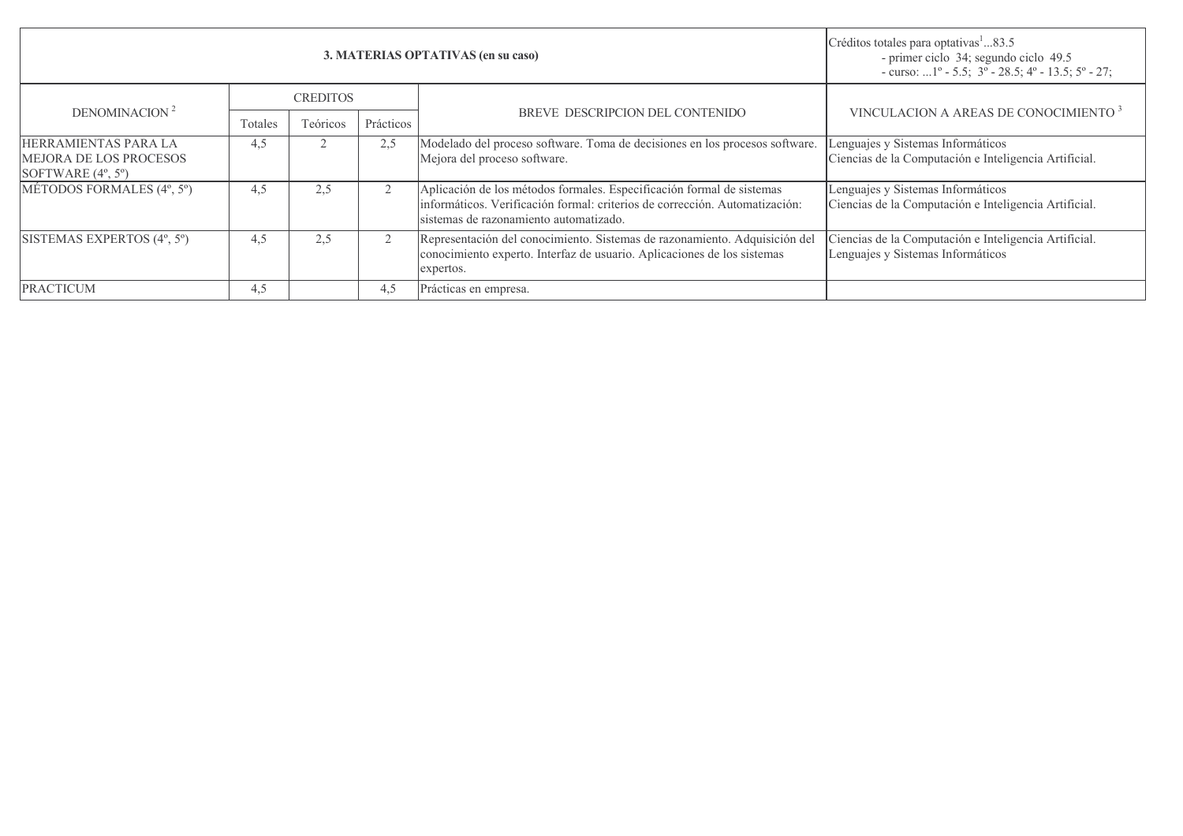| 3. MATERIAS OPTATIVAS (en su caso) | | | | | Créditos totales para optativas[1]...83.5<br>- primer ciclo 34; segundo ciclo 49.5<br>- curso: ...1º - 5.5; 3º - 28.5; 4º - 13.5; 5º - 27; |
|---|---|---|---|---|---|
| DENOMINACION [2] | CREDITOS | | | BREVE DESCRIPCION DEL CONTENIDO | VINCULACION A AREAS DE CONOCIMIENTO [3] |
| | Totales | Teóricos | Prácticos | | |
| HERRAMIENTAS PARA LA MEJORA DE LOS PROCESOS SOFTWARE (4º, 5º) | 4,5 | 2 | 2,5 | Modelado del proceso software. Toma de decisiones en los procesos software. Mejora del proceso software. | Lenguajes y Sistemas Informáticos<br>Ciencias de la Computación e Inteligencia Artificial. |
| MÉTODOS FORMALES (4º, 5º) | 4,5 | 2,5 | 2 | Aplicación de los métodos formales. Especificación formal de sistemas informáticos. Verificación formal: criterios de corrección. Automatización: sistemas de razonamiento automatizado. | Lenguajes y Sistemas Informáticos<br>Ciencias de la Computación e Inteligencia Artificial. |
| SISTEMAS EXPERTOS (4º, 5º) | 4,5 | 2,5 | 2 | Representación del conocimiento. Sistemas de razonamiento. Adquisición del conocimiento experto. Interfaz de usuario. Aplicaciones de los sistemas expertos. | Ciencias de la Computación e Inteligencia Artificial.<br>Lenguajes y Sistemas Informáticos |
| PRACTICUM | 4,5 | | 4,5 | Prácticas en empresa. | |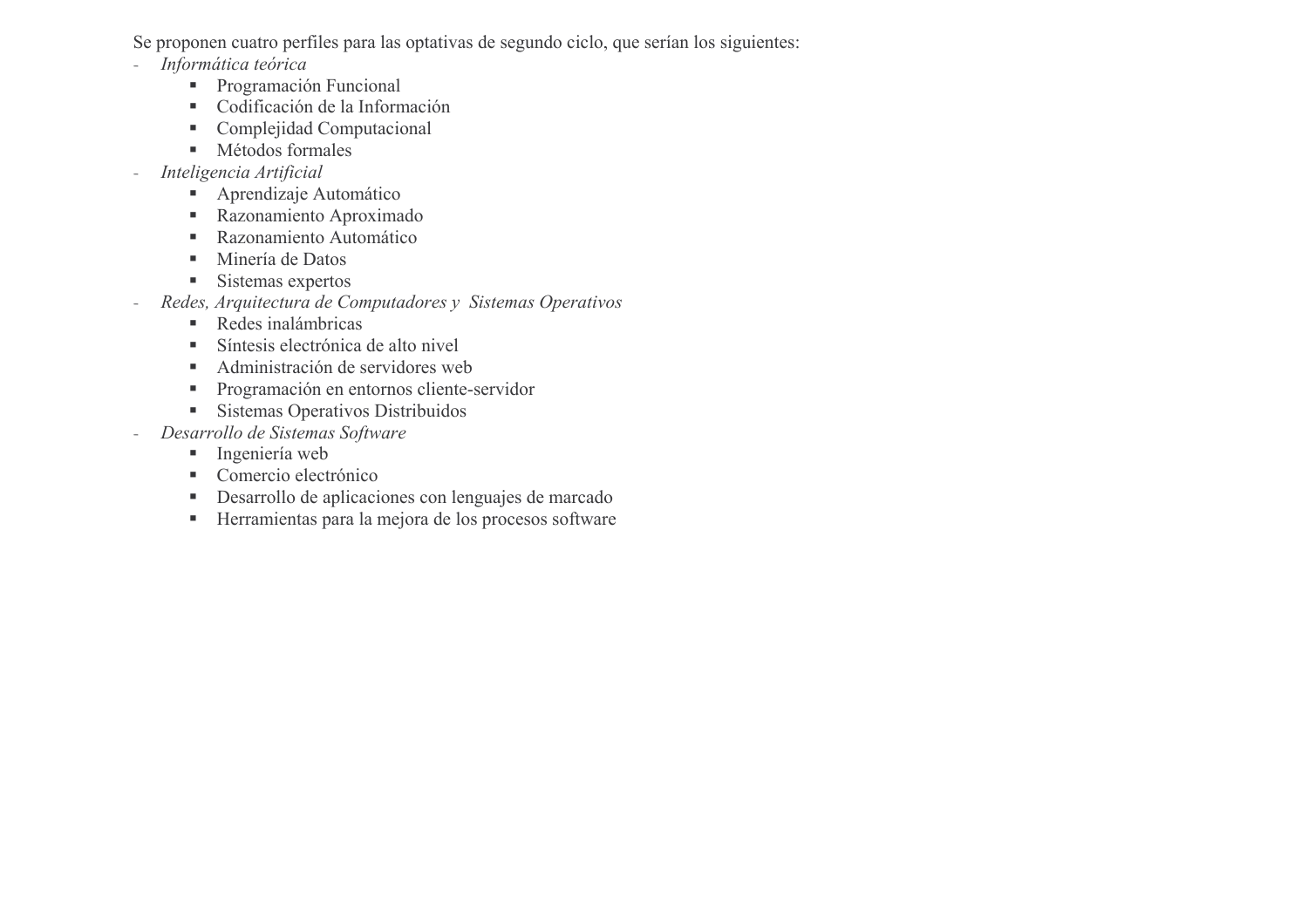Se proponen cuatro perfiles para las optativas de segundo ciclo, que serían los siguientes:

- *Informática teórica*
  - Programación Funcional
  - Codificación de la Información
  - Complejidad Computacional
  - Métodos formales
- *Inteligencia Artificial*
  - Aprendizaje Automático
  - Razonamiento Aproximado
  - Razonamiento Automático
  - Minería de Datos
  - Sistemas expertos
- *Redes, Arquitectura de Computadores y Sistemas Operativos*
  - Redes inalámbricas
  - Síntesis electrónica de alto nivel
  - Administración de servidores web
  - Programación en entornos cliente-servidor
  - Sistemas Operativos Distribuidos
- *Desarrollo de Sistemas Software*
  - Ingeniería web
  - Comercio electrónico
  - Desarrollo de aplicaciones con lenguajes de marcado
  - Herramientas para la mejora de los procesos software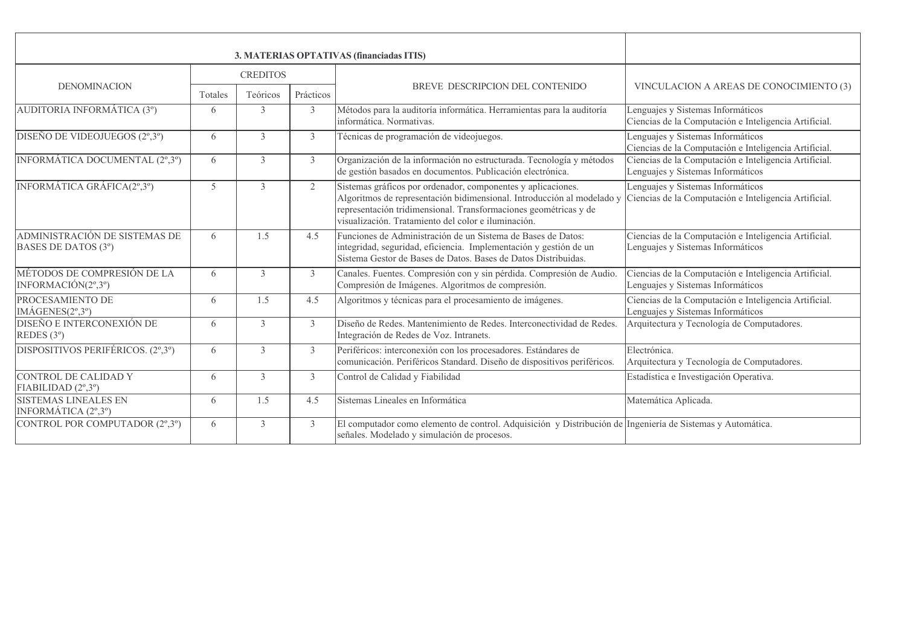| 3. MATERIAS OPTATIVAS (financiadas ITIS) | | | | | |
|---|---|---|---|---|---|
| DENOMINACION | CREDITOS | | | BREVE DESCRIPCION DEL CONTENIDO | VINCULACION A AREAS DE CONOCIMIENTO (3) |
| | Totales | Teóricos | Prácticos | | |
| AUDITORIA INFORMÁTICA (3º) | 6 | 3 | 3 | Métodos para la auditoría informática. Herramientas para la auditoría informática. Normativas. | Lenguajes y Sistemas Informáticos<br>Ciencias de la Computación e Inteligencia Artificial. |
| DISEÑO DE VIDEOJUEGOS (2º,3º) | 6 | 3 | 3 | Técnicas de programación de videojuegos. | Lenguajes y Sistemas Informáticos<br>Ciencias de la Computación e Inteligencia Artificial. |
| INFORMÁTICA DOCUMENTAL (2º,3º) | 6 | 3 | 3 | Organización de la información no estructurada. Tecnología y métodos de gestión basados en documentos. Publicación electrónica. | Ciencias de la Computación e Inteligencia Artificial.<br>Lenguajes y Sistemas Informáticos |
| INFORMÁTICA GRÁFICA(2º,3º) | 5 | 3 | 2 | Sistemas gráficos por ordenador, componentes y aplicaciones. Algoritmos de representación bidimensional. Introducción al modelado y representación tridimensional. Transformaciones geométricas y de visualización. Tratamiento del color e iluminación. | Lenguajes y Sistemas Informáticos<br>Ciencias de la Computación e Inteligencia Artificial. |
| ADMINISTRACIÓN DE SISTEMAS DE BASES DE DATOS (3º) | 6 | 1.5 | 4.5 | Funciones de Administración de un Sistema de Bases de Datos: integridad, seguridad, eficiencia. Implementación y gestión de un Sistema Gestor de Bases de Datos. Bases de Datos Distribuidas. | Ciencias de la Computación e Inteligencia Artificial.<br>Lenguajes y Sistemas Informáticos |
| MÉTODOS DE COMPRESIÓN DE LA INFORMACIÓN(2º,3º) | 6 | 3 | 3 | Canales. Fuentes. Compresión con y sin pérdida. Compresión de Audio. Compresión de Imágenes. Algoritmos de compresión. | Ciencias de la Computación e Inteligencia Artificial.<br>Lenguajes y Sistemas Informáticos |
| PROCESAMIENTO DE IMÁGENES(2º,3º) | 6 | 1.5 | 4.5 | Algoritmos y técnicas para el procesamiento de imágenes. | Ciencias de la Computación e Inteligencia Artificial.<br>Lenguajes y Sistemas Informáticos |
| DISEÑO E INTERCONEXIÓN DE REDES (3º) | 6 | 3 | 3 | Diseño de Redes. Mantenimiento de Redes. Interconectividad de Redes. Integración de Redes de Voz. Intranets. | Arquitectura y Tecnología de Computadores. |
| DISPOSITIVOS PERIFÉRICOS. (2º,3º) | 6 | 3 | 3 | Periféricos: interconexión con los procesadores. Estándares de comunicación. Periféricos Standard. Diseño de dispositivos periféricos. | Electrónica.<br>Arquitectura y Tecnología de Computadores. |
| CONTROL DE CALIDAD Y FIABILIDAD (2º,3º) | 6 | 3 | 3 | Control de Calidad y Fiabilidad | Estadística e Investigación Operativa. |
| SISTEMAS LINEALES EN INFORMÁTICA (2º,3º) | 6 | 1.5 | 4.5 | Sistemas Lineales en Informática | Matemática Aplicada. |
| CONTROL POR COMPUTADOR (2º,3º) | 6 | 3 | 3 | El computador como elemento de control. Adquisición y Distribución de señales. Modelado y simulación de procesos. | Ingeniería de Sistemas y Automática. |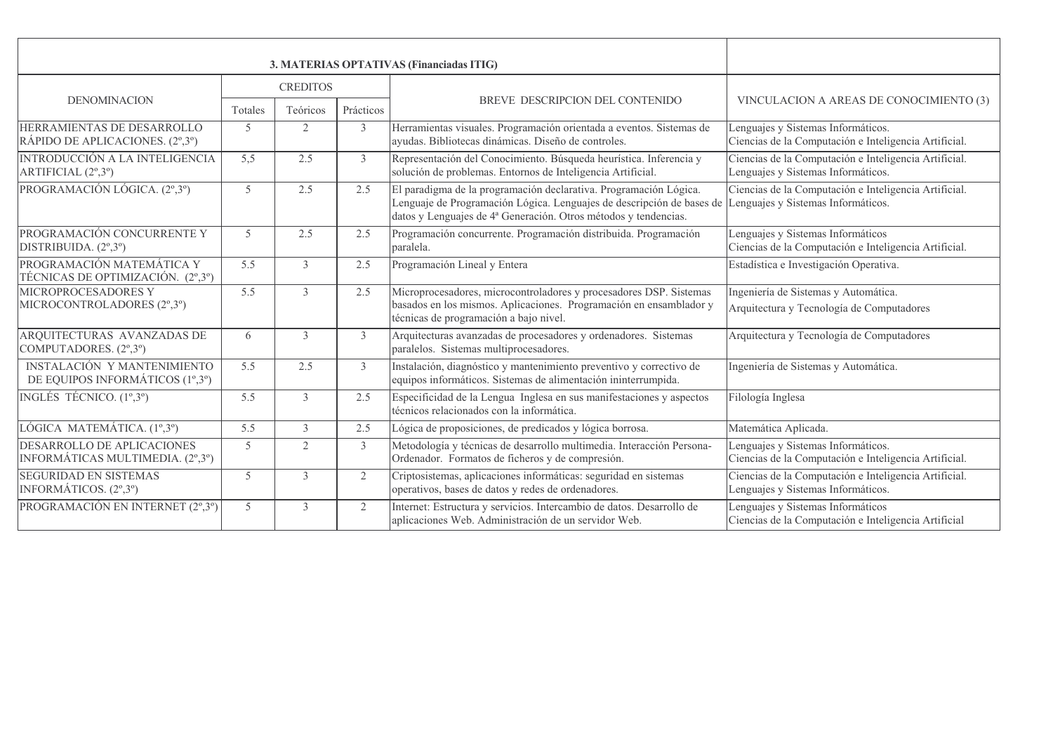| 3. MATERIAS OPTATIVAS (Financiadas ITIG) | | | | | |
|---|---|---|---|---|---|
| DENOMINACION | CREDITOS | | | BREVE DESCRIPCION DEL CONTENIDO | VINCULACION A AREAS DE CONOCIMIENTO (3) |
| | Totales | Teóricos | Prácticos | | |
| HERRAMIENTAS DE DESARROLLO RÁPIDO DE APLICACIONES. (2º,3º) | 5 | 2 | 3 | Herramientas visuales. Programación orientada a eventos. Sistemas de ayudas. Bibliotecas dinámicas. Diseño de controles. | Lenguajes y Sistemas Informáticos. Ciencias de la Computación e Inteligencia Artificial. |
| INTRODUCCIÓN A LA INTELIGENCIA ARTIFICIAL (2º,3º) | 5,5 | 2.5 | 3 | Representación del Conocimiento. Búsqueda heurística. Inferencia y solución de problemas. Entornos de Inteligencia Artificial. | Ciencias de la Computación e Inteligencia Artificial. Lenguajes y Sistemas Informáticos. |
| PROGRAMACIÓN LÓGICA. (2º,3º) | 5 | 2.5 | 2.5 | El paradigma de la programación declarativa. Programación Lógica. Lenguaje de Programación Lógica. Lenguajes de descripción de bases de datos y Lenguajes de 4ª Generación. Otros métodos y tendencias. | Ciencias de la Computación e Inteligencia Artificial. Lenguajes y Sistemas Informáticos. |
| PROGRAMACIÓN CONCURRENTE Y DISTRIBUIDA. (2º,3º) | 5 | 2.5 | 2.5 | Programación concurrente. Programación distribuida. Programación paralela. | Lenguajes y Sistemas Informáticos Ciencias de la Computación e Inteligencia Artificial. |
| PROGRAMACIÓN MATEMÁTICA Y TÉCNICAS DE OPTIMIZACIÓN. (2º,3º) | 5.5 | 3 | 2.5 | Programación Lineal y Entera | Estadística e Investigación Operativa. |
| MICROPROCESADORES Y MICROCONTROLADORES (2º,3º) | 5.5 | 3 | 2.5 | Microprocesadores, microcontroladores y procesadores DSP. Sistemas basados en los mismos. Aplicaciones. Programación en ensamblador y técnicas de programación a bajo nivel. | Ingeniería de Sistemas y Automática. Arquitectura y Tecnología de Computadores |
| ARQUITECTURAS AVANZADAS DE COMPUTADORES. (2º,3º) | 6 | 3 | 3 | Arquitecturas avanzadas de procesadores y ordenadores. Sistemas paralelos. Sistemas multiprocesadores. | Arquitectura y Tecnología de Computadores |
| INSTALACIÓN Y MANTENIMIENTO DE EQUIPOS INFORMÁTICOS (1º,3º) | 5.5 | 2.5 | 3 | Instalación, diagnóstico y mantenimiento preventivo y correctivo de equipos informáticos. Sistemas de alimentación ininterrumpida. | Ingeniería de Sistemas y Automática. |
| INGLÉS TÉCNICO. (1º,3º) | 5.5 | 3 | 2.5 | Especificidad de la Lengua Inglesa en sus manifestaciones y aspectos técnicos relacionados con la informática. | Filología Inglesa |
| LÓGICA MATEMÁTICA. (1º,3º) | 5.5 | 3 | 2.5 | Lógica de proposiciones, de predicados y lógica borrosa. | Matemática Aplicada. |
| DESARROLLO DE APLICACIONES INFORMÁTICAS MULTIMEDIA. (2º,3º) | 5 | 2 | 3 | Metodología y técnicas de desarrollo multimedia. Interacción Persona-Ordenador. Formatos de ficheros y de compresión. | Lenguajes y Sistemas Informáticos. Ciencias de la Computación e Inteligencia Artificial. |
| SEGURIDAD EN SISTEMAS INFORMÁTICOS. (2º,3º) | 5 | 3 | 2 | Criptosistemas, aplicaciones informáticas: seguridad en sistemas operativos, bases de datos y redes de ordenadores. | Ciencias de la Computación e Inteligencia Artificial. Lenguajes y Sistemas Informáticos. |
| PROGRAMACIÓN EN INTERNET (2º,3º) | 5 | 3 | 2 | Internet: Estructura y servicios. Intercambio de datos. Desarrollo de aplicaciones Web. Administración de un servidor Web. | Lenguajes y Sistemas Informáticos Ciencias de la Computación e Inteligencia Artificial |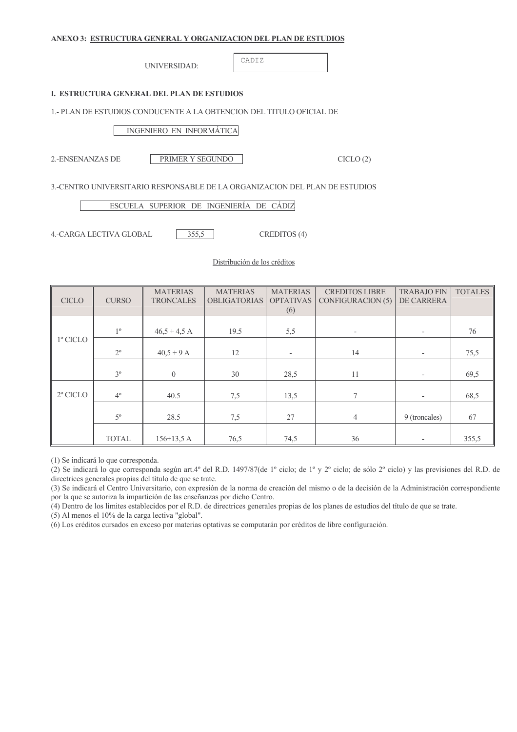**ANEXO 3: ESTRUCTURA GENERAL Y ORGANIZACION DEL PLAN DE ESTUDIOS**

UNIVERSIDAD: CADIZ

**I. ESTRUCTURA GENERAL DEL PLAN DE ESTUDIOS**

1.- PLAN DE ESTUDIOS CONDUCENTE A LA OBTENCION DEL TITULO OFICIAL DE

INGENIERO EN INFORMÁTICA

2.-ENSENANZAS DE PRIMER Y SEGUNDO CICLO (2)

3.-CENTRO UNIVERSITARIO RESPONSABLE DE LA ORGANIZACION DEL PLAN DE ESTUDIOS

ESCUELA SUPERIOR DE INGENIERÍA DE CÁDIZ

4.-CARGA LECTIVA GLOBAL 355,5 CREDITOS (4)

Distribución de los créditos

| CICLO | CURSO | MATERIAS TRONCALES | MATERIAS OBLIGATORIAS | MATERIAS OPTATIVAS (6) | CREDITOS LIBRE CONFIGURACION (5) | TRABAJO FIN DE CARRERA | TOTALES |
|---|---|---|---|---|---|---|---|
| 1º CICLO | 1º | 46,5 + 4,5 A | 19.5 | 5,5 | - | - | 76 |
| | 2º | 40,5 + 9 A | 12 | - | 14 | - | 75,5 |
| | 3º | 0 | 30 | 28,5 | 11 | - | 69,5 |
| 2º CICLO | 4º | 40.5 | 7,5 | 13,5 | 7 | - | 68,5 |
| | 5º | 28.5 | 7,5 | 27 | 4 | 9 (troncales) | 67 |
| | TOTAL | 156+13,5 A | 76,5 | 74,5 | 36 | - | 355,5 |

(1) Se indicará lo que corresponda.

(2) Se indicará lo que corresponda según art.4º del R.D. 1497/87(de 1º ciclo; de 1º y 2º ciclo; de sólo 2º ciclo) y las previsiones del R.D. de directrices generales propias del título de que se trate.

(3) Se indicará el Centro Universitario, con expresión de la norma de creación del mismo o de la decisión de la Administración correspondiente por la que se autoriza la impartición de las enseñanzas por dicho Centro.

(4) Dentro de los límites establecidos por el R.D. de directrices generales propias de los planes de estudios del título de que se trate.

(5) Al menos el 10% de la carga lectiva "global".

(6) Los créditos cursados en exceso por materias optativas se computarán por créditos de libre configuración.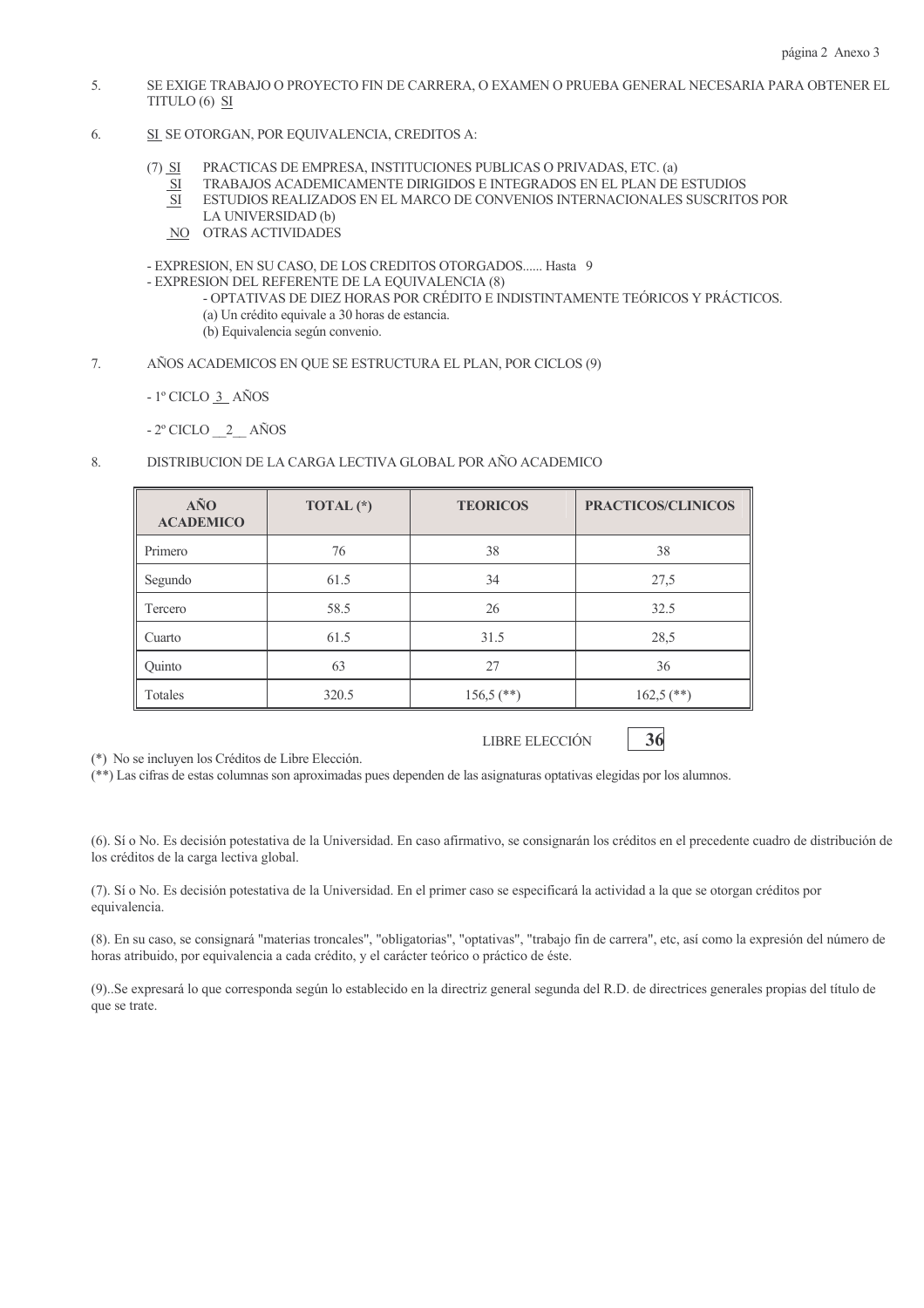5. SE EXIGE TRABAJO O PROYECTO FIN DE CARRERA, O EXAMEN O PRUEBA GENERAL NECESARIA PARA OBTENER EL TITULO (6) SI

6. SI SE OTORGAN, POR EQUIVALENCIA, CREDITOS A:

   (7) SI PRACTICAS DE EMPRESA, INSTITUCIONES PUBLICAS O PRIVADAS, ETC. (a)
   SI TRABAJOS ACADEMICAMENTE DIRIGIDOS E INTEGRADOS EN EL PLAN DE ESTUDIOS
   SI ESTUDIOS REALIZADOS EN EL MARCO DE CONVENIOS INTERNACIONALES SUSCRITOS POR LA UNIVERSIDAD (b)
   NO OTRAS ACTIVIDADES

   - EXPRESION, EN SU CASO, DE LOS CREDITOS OTORGADOS...... Hasta 9
   - EXPRESION DEL REFERENTE DE LA EQUIVALENCIA (8)
     - OPTATIVAS DE DIEZ HORAS POR CRÉDITO E INDISTINTAMENTE TEÓRICOS Y PRÁCTICOS.
     (a) Un crédito equivale a 30 horas de estancia.
     (b) Equivalencia según convenio.

7. AÑOS ACADEMICOS EN QUE SE ESTRUCTURA EL PLAN, POR CICLOS (9)

   - 1º CICLO 3 AÑOS

   - 2º CICLO 2 AÑOS

8. DISTRIBUCION DE LA CARGA LECTIVA GLOBAL POR AÑO ACADEMICO

| AÑO ACADEMICO | TOTAL (*) | TEORICOS | PRACTICOS/CLINICOS |
|---|---|---|---|
| Primero | 76 | 38 | 38 |
| Segundo | 61.5 | 34 | 27,5 |
| Tercero | 58.5 | 26 | 32.5 |
| Cuarto | 61.5 | 31.5 | 28,5 |
| Quinto | 63 | 27 | 36 |
| Totales | 320.5 | 156,5 (**) | 162,5 (**) |

LIBRE ELECCIÓN **36**

(*) No se incluyen los Créditos de Libre Elección.
(**) Las cifras de estas columnas son aproximadas pues dependen de las asignaturas optativas elegidas por los alumnos.

(6). Sí o No. Es decisión potestativa de la Universidad. En caso afirmativo, se consignarán los créditos en el precedente cuadro de distribución de los créditos de la carga lectiva global.

(7). Sí o No. Es decisión potestativa de la Universidad. En el primer caso se especificará la actividad a la que se otorgan créditos por equivalencia.

(8). En su caso, se consignará "materias troncales", "obligatorias", "optativas", "trabajo fin de carrera", etc, así como la expresión del número de horas atribuido, por equivalencia a cada crédito, y el carácter teórico o práctico de éste.

(9)..Se expresará lo que corresponda según lo establecido en la directriz general segunda del R.D. de directrices generales propias del título de que se trate.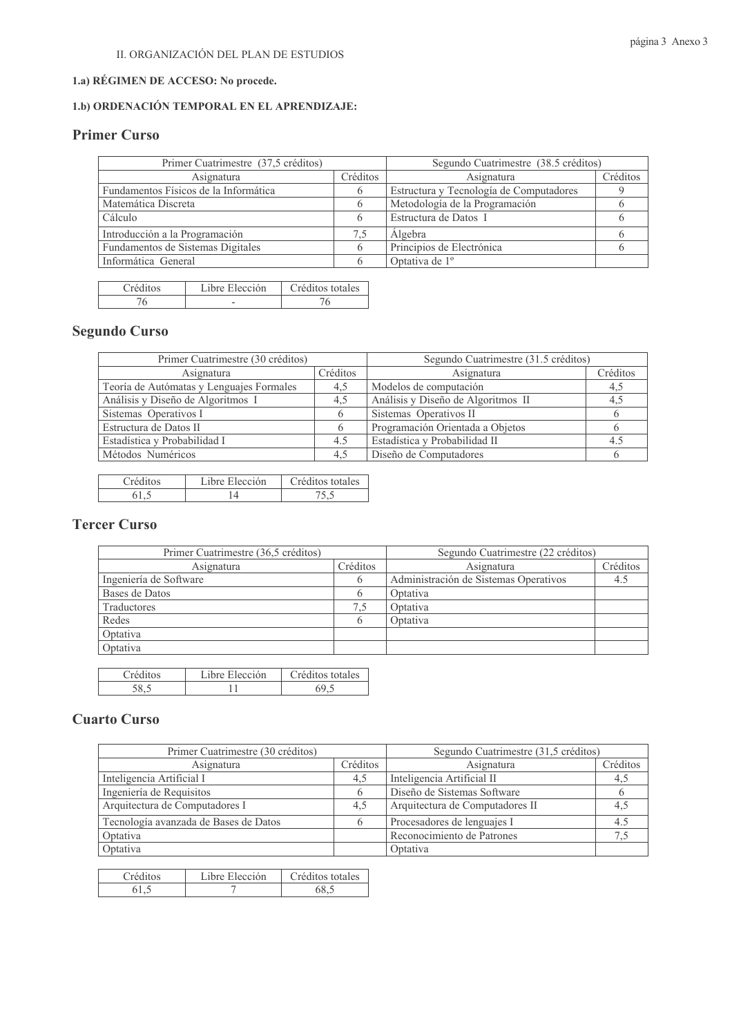II. ORGANIZACIÓN DEL PLAN DE ESTUDIOS

**1.a) RÉGIMEN DE ACCESO: No procede.**

**1.b) ORDENACIÓN TEMPORAL EN EL APRENDIZAJE:**

## Primer Curso

| Primer Cuatrimestre (37,5 créditos) | | Segundo Cuatrimestre (38.5 créditos) | |
|---|---|---|---|
| Asignatura | Créditos | Asignatura | Créditos |
| Fundamentos Físicos de la Informática | 6 | Estructura y Tecnología de Computadores | 9 |
| Matemática Discreta | 6 | Metodología de la Programación | 6 |
| Cálculo | 6 | Estructura de Datos I | 6 |
| Introducción a la Programación | 7,5 | Álgebra | 6 |
| Fundamentos de Sistemas Digitales | 6 | Principios de Electrónica | 6 |
| Informática General | 6 | Optativa de 1º | |

| Créditos | Libre Elección | Créditos totales |
|---|---|---|
| 76 | - | 76 |

## Segundo Curso

| Primer Cuatrimestre (30 créditos) | | Segundo Cuatrimestre (31.5 créditos) | |
|---|---|---|---|
| Asignatura | Créditos | Asignatura | Créditos |
| Teoría de Autómatas y Lenguajes Formales | 4,5 | Modelos de computación | 4,5 |
| Análisis y Diseño de Algoritmos I | 4,5 | Análisis y Diseño de Algoritmos II | 4,5 |
| Sistemas Operativos I | 6 | Sistemas Operativos II | 6 |
| Estructura de Datos II | 6 | Programación Orientada a Objetos | 6 |
| Estadística y Probabilidad I | 4.5 | Estadística y Probabilidad II | 4.5 |
| Métodos Numéricos | 4,5 | Diseño de Computadores | 6 |

| Créditos | Libre Elección | Créditos totales |
|---|---|---|
| 61,5 | 14 | 75,5 |

## Tercer Curso

| Primer Cuatrimestre (36,5 créditos) | | Segundo Cuatrimestre (22 créditos) | |
|---|---|---|---|
| Asignatura | Créditos | Asignatura | Créditos |
| Ingeniería de Software | 6 | Administración de Sistemas Operativos | 4.5 |
| Bases de Datos | 6 | Optativa | |
| Traductores | 7,5 | Optativa | |
| Redes | 6 | Optativa | |
| Optativa | | | |
| Optativa | | | |

| Créditos | Libre Elección | Créditos totales |
|---|---|---|
| 58,5 | 11 | 69,5 |

## Cuarto Curso

| Primer Cuatrimestre (30 créditos) | | Segundo Cuatrimestre (31,5 créditos) | |
|---|---|---|---|
| Asignatura | Créditos | Asignatura | Créditos |
| Inteligencia Artificial I | 4,5 | Inteligencia Artificial II | 4,5 |
| Ingeniería de Requisitos | 6 | Diseño de Sistemas Software | 6 |
| Arquitectura de Computadores I | 4,5 | Arquitectura de Computadores II | 4,5 |
| Tecnología avanzada de Bases de Datos | 6 | Procesadores de lenguajes I | 4.5 |
| Optativa | | Reconocimiento de Patrones | 7,5 |
| Optativa | | Optativa | |

| Créditos | Libre Elección | Créditos totales |
|---|---|---|
| 61,5 | 7 | 68,5 |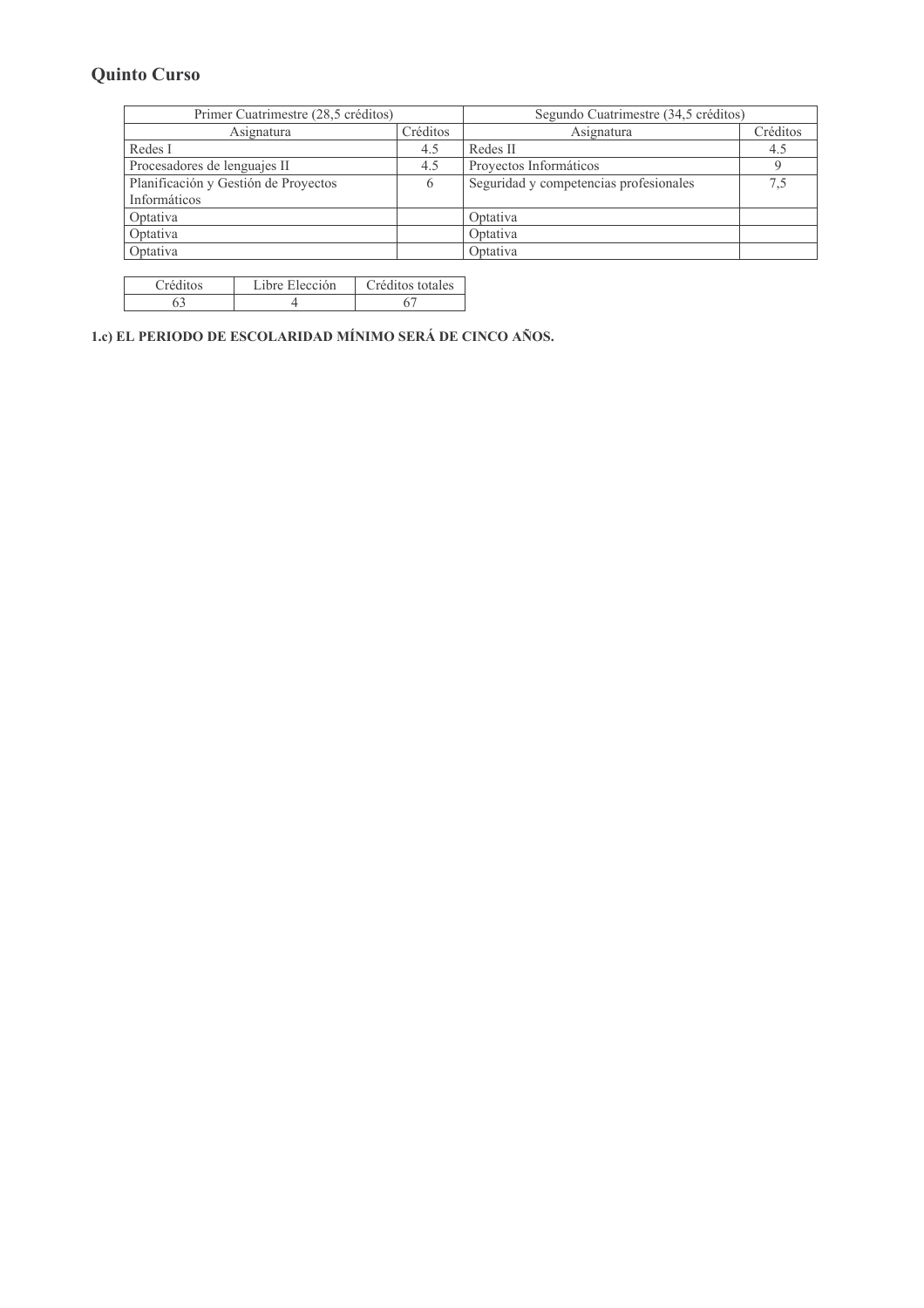## Quinto Curso

| Primer Cuatrimestre (28,5 créditos) | | Segundo Cuatrimestre (34,5 créditos) | |
|---|---|---|---|
| Asignatura | Créditos | Asignatura | Créditos |
| Redes I | 4.5 | Redes II | 4.5 |
| Procesadores de lenguajes II | 4.5 | Proyectos Informáticos | 9 |
| Planificación y Gestión de Proyectos Informáticos | 6 | Seguridad y competencias profesionales | 7,5 |
| Optativa | | Optativa | |
| Optativa | | Optativa | |
| Optativa | | Optativa | |

| Créditos | Libre Elección | Créditos totales |
|---|---|---|
| 63 | 4 | 67 |

**1.c) EL PERIODO DE ESCOLARIDAD MÍNIMO SERÁ DE CINCO AÑOS.**